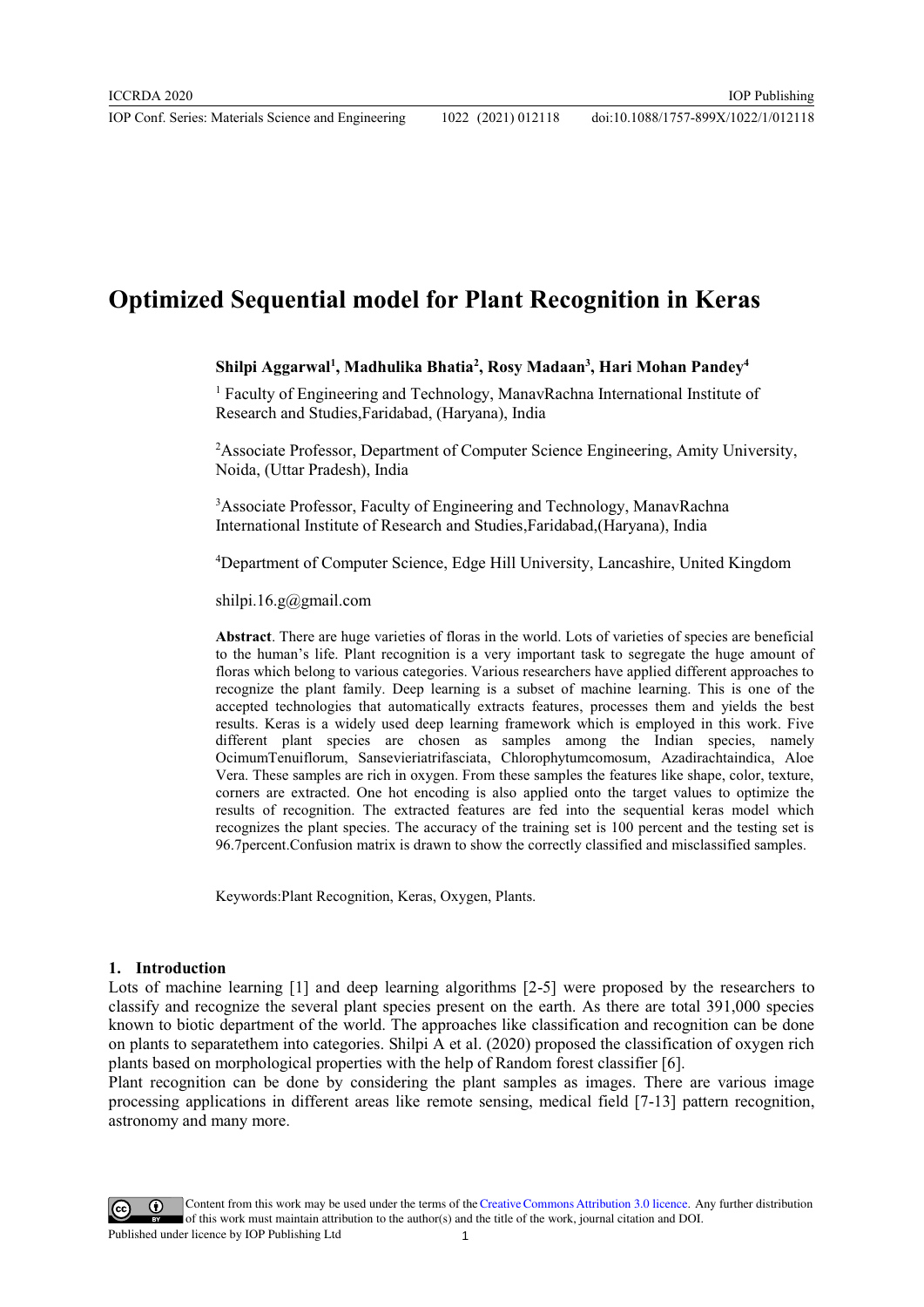# Optimized Sequential model for Plant Recognition in Keras

**Shilpi Aggarwal[1], Madhulika Bhatia[2], Rosy Madaan[3], Hari Mohan Pandey[4]**

[1] Faculty of Engineering and Technology, ManavRachna International Institute of Research and Studies,Faridabad, (Haryana), India

[2]Associate Professor, Department of Computer Science Engineering, Amity University, Noida, (Uttar Pradesh), India

[3]Associate Professor, Faculty of Engineering and Technology, ManavRachna International Institute of Research and Studies,Faridabad,(Haryana), India

[4]Department of Computer Science, Edge Hill University, Lancashire, United Kingdom

shilpi.16.g@gmail.com

**Abstract**. There are huge varieties of floras in the world. Lots of varieties of species are beneficial to the human's life. Plant recognition is a very important task to segregate the huge amount of floras which belong to various categories. Various researchers have applied different approaches to recognize the plant family. Deep learning is a subset of machine learning. This is one of the accepted technologies that automatically extracts features, processes them and yields the best results. Keras is a widely used deep learning framework which is employed in this work. Five different plant species are chosen as samples among the Indian species, namely OcimumTenuiflorum, Sansevieriatrifasciata, Chlorophytumcomosum, Azadirachtaindica, Aloe Vera. These samples are rich in oxygen. From these samples the features like shape, color, texture, corners are extracted. One hot encoding is also applied onto the target values to optimize the results of recognition. The extracted features are fed into the sequential keras model which recognizes the plant species. The accuracy of the training set is 100 percent and the testing set is 96.7percent.Confusion matrix is drawn to show the correctly classified and misclassified samples.

Keywords:Plant Recognition, Keras, Oxygen, Plants.

## 1. Introduction

Lots of machine learning [1] and deep learning algorithms [2-5] were proposed by the researchers to classify and recognize the several plant species present on the earth. As there are total 391,000 species known to biotic department of the world. The approaches like classification and recognition can be done on plants to separatethem into categories. Shilpi A et al. (2020) proposed the classification of oxygen rich plants based on morphological properties with the help of Random forest classifier [6].

Plant recognition can be done by considering the plant samples as images. There are various image processing applications in different areas like remote sensing, medical field [7-13] pattern recognition, astronomy and many more.

Content from this work may be used under the terms of the Creative Commons Attribution 3.0 licence. Any further distribution of this work must maintain attribution to the author(s) and the title of the work, journal citation and DOI.
Published under licence by IOP Publishing Ltd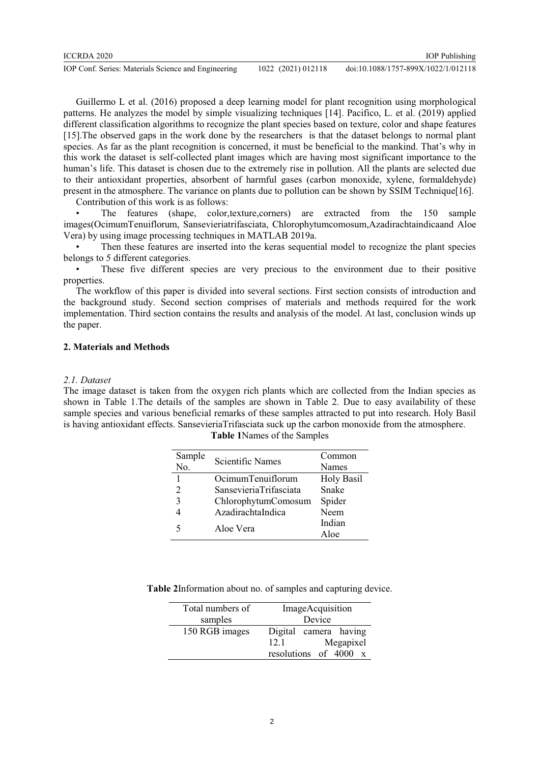Guillermo L et al. (2016) proposed a deep learning model for plant recognition using morphological patterns. He analyzes the model by simple visualizing techniques [14]. Pacifico, L. et al. (2019) applied different classification algorithms to recognize the plant species based on texture, color and shape features [15].The observed gaps in the work done by the researchers is that the dataset belongs to normal plant species. As far as the plant recognition is concerned, it must be beneficial to the mankind. That's why in this work the dataset is self-collected plant images which are having most significant importance to the human's life. This dataset is chosen due to the extremely rise in pollution. All the plants are selected due to their antioxidant properties, absorbent of harmful gases (carbon monoxide, xylene, formaldehyde) present in the atmosphere. The variance on plants due to pollution can be shown by SSIM Technique[16].

Contribution of this work is as follows:

- The features (shape, color,texture,corners) are extracted from the 150 sample images(OcimumTenuiflorum, Sansevieriatrifasciata, Chlorophytumcomosum,Azadirachtaindicaand Aloe Vera) by using image processing techniques in MATLAB 2019a.
- Then these features are inserted into the keras sequential model to recognize the plant species belongs to 5 different categories.
- These five different species are very precious to the environment due to their positive properties.

The workflow of this paper is divided into several sections. First section consists of introduction and the background study. Second section comprises of materials and methods required for the work implementation. Third section contains the results and analysis of the model. At last, conclusion winds up the paper.

## 2. Materials and Methods

### *2.1. Dataset*

The image dataset is taken from the oxygen rich plants which are collected from the Indian species as shown in Table 1.The details of the samples are shown in Table 2. Due to easy availability of these sample species and various beneficial remarks of these samples attracted to put into research. Holy Basil is having antioxidant effects. SansevieriaTrifasciata suck up the carbon monoxide from the atmosphere.

**Table 1**Names of the Samples

| Sample No. | Scientific Names | Common Names |
|---|---|---|
| 1 | OcimumTenuiflorum | Holy Basil |
| 2 | SansevieriaTrifasciata | Snake |
| 3 | ChlorophytumComosum | Spider |
| 4 | AzadirachtaIndica | Neem |
| 5 | Aloe Vera | Indian Aloe |

**Table 2**Information about no. of samples and capturing device.

| Total numbers of samples | ImageAcquisition Device |
|---|---|
| 150 RGB images | Digital camera having 12.1 Megapixel resolutions of 4000 x |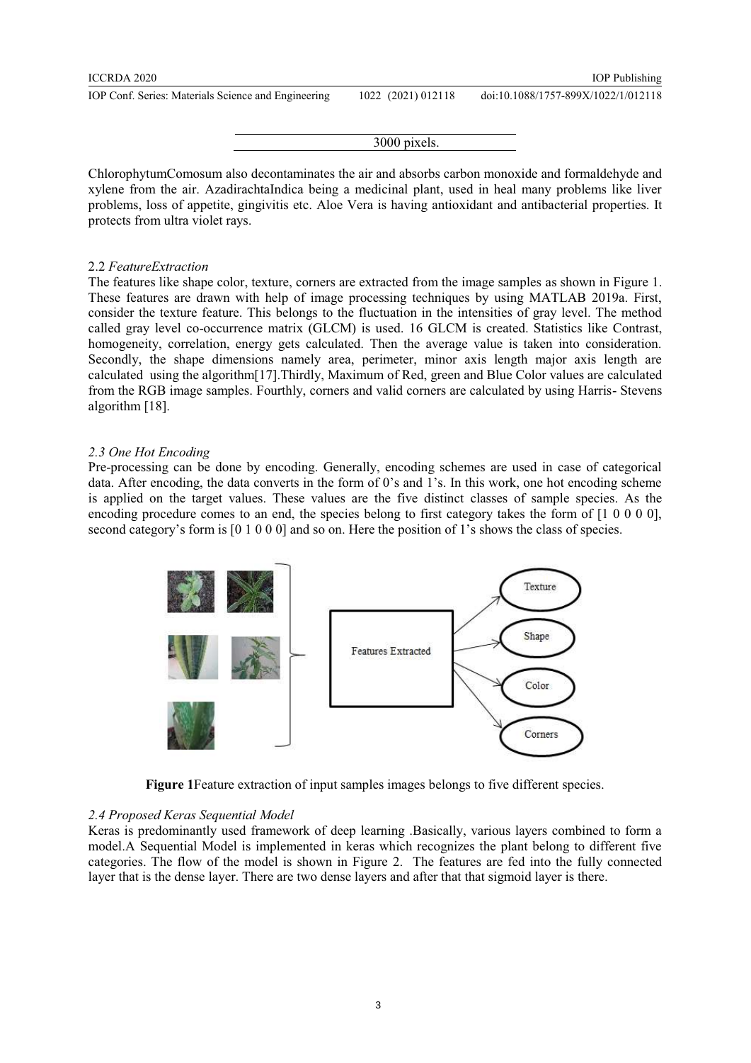| 3000 pixels. |
|---|

ChlorophytumComosum also decontaminates the air and absorbs carbon monoxide and formaldehyde and xylene from the air. AzadirachtaIndica being a medicinal plant, used in heal many problems like liver problems, loss of appetite, gingivitis etc. Aloe Vera is having antioxidant and antibacterial properties. It protects from ultra violet rays.

### 2.2 *FeatureExtraction*

The features like shape color, texture, corners are extracted from the image samples as shown in Figure 1. These features are drawn with help of image processing techniques by using MATLAB 2019a. First, consider the texture feature. This belongs to the fluctuation in the intensities of gray level. The method called gray level co-occurrence matrix (GLCM) is used. 16 GLCM is created. Statistics like Contrast, homogeneity, correlation, energy gets calculated. Then the average value is taken into consideration. Secondly, the shape dimensions namely area, perimeter, minor axis length major axis length are calculated using the algorithm[17].Thirdly, Maximum of Red, green and Blue Color values are calculated from the RGB image samples. Fourthly, corners and valid corners are calculated by using Harris- Stevens algorithm [18].

### *2.3 One Hot Encoding*

Pre-processing can be done by encoding. Generally, encoding schemes are used in case of categorical data. After encoding, the data converts in the form of 0's and 1's. In this work, one hot encoding scheme is applied on the target values. These values are the five distinct classes of sample species. As the encoding procedure comes to an end, the species belong to first category takes the form of [1 0 0 0 0], second category's form is [0 1 0 0 0] and so on. Here the position of 1's shows the class of species.

**Figure 1**Feature extraction of input samples images belongs to five different species.

### *2.4 Proposed Keras Sequential Model*

Keras is predominantly used framework of deep learning .Basically, various layers combined to form a model.A Sequential Model is implemented in keras which recognizes the plant belong to different five categories. The flow of the model is shown in Figure 2. The features are fed into the fully connected layer that is the dense layer. There are two dense layers and after that that sigmoid layer is there.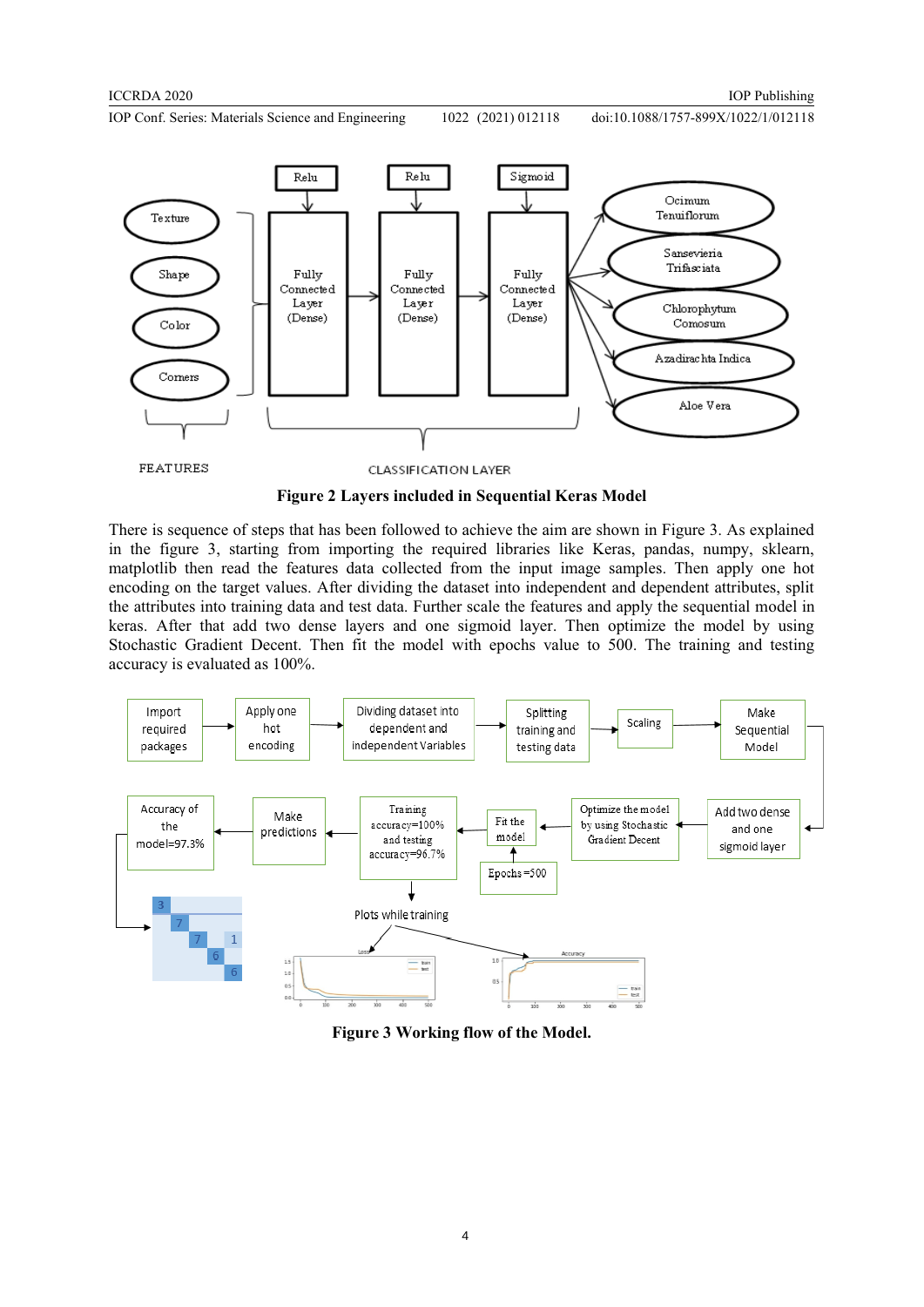**Figure 2** Layers included in Sequential Keras Model

There is sequence of steps that has been followed to achieve the aim are shown in Figure 3. As explained in the figure 3, starting from importing the required libraries like Keras, pandas, numpy, sklearn, matplotlib then read the features data collected from the input image samples. Then apply one hot encoding on the target values. After dividing the dataset into independent and dependent attributes, split the attributes into training data and test data. Further scale the features and apply the sequential model in keras. After that add two dense layers and one sigmoid layer. Then optimize the model by using Stochastic Gradient Decent. Then fit the model with epochs value to 500. The training and testing accuracy is evaluated as 100%.

**Figure 3** Working flow of the Model.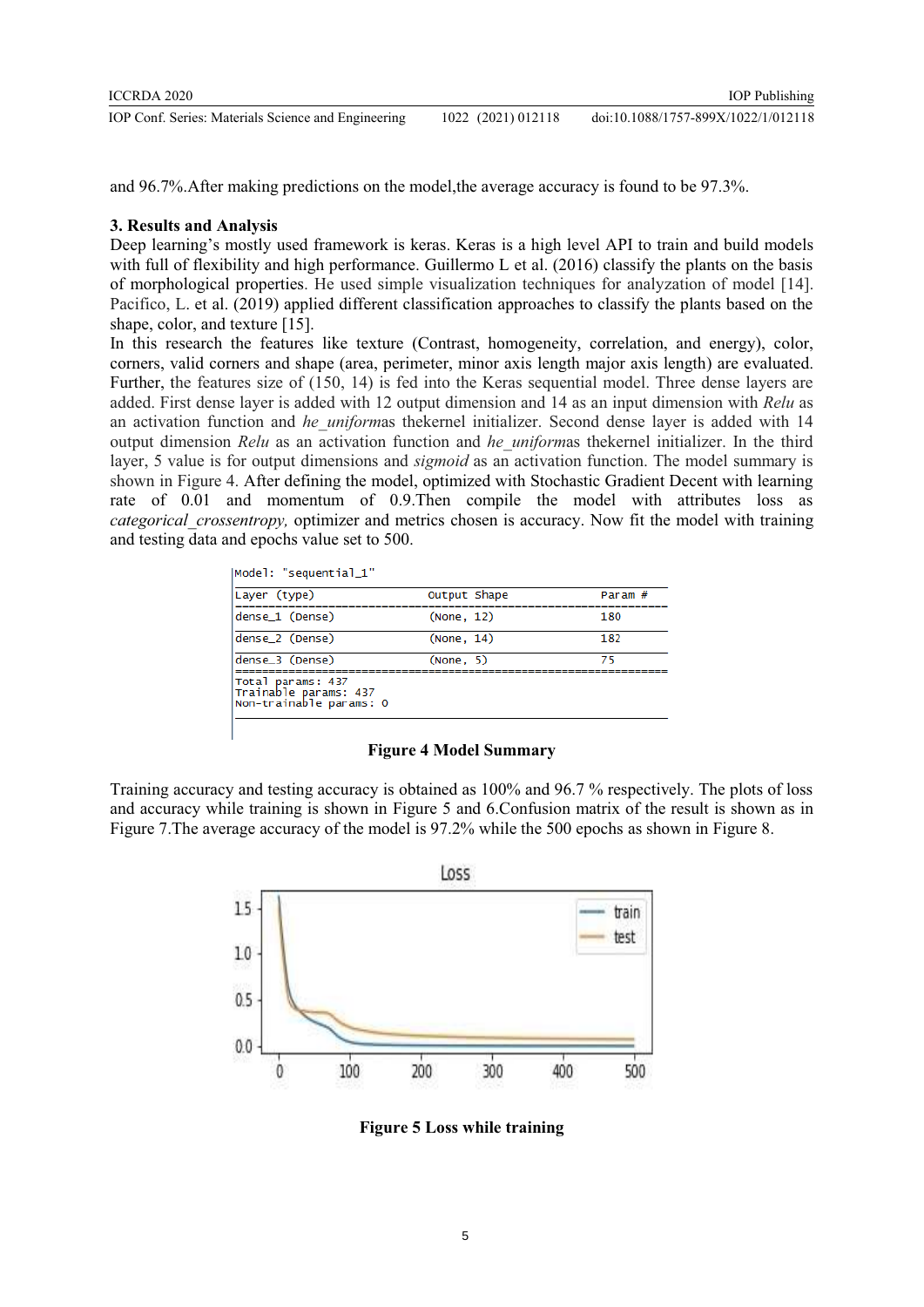and 96.7%.After making predictions on the model,the average accuracy is found to be 97.3%.

## 3. Results and Analysis

Deep learning's mostly used framework is keras. Keras is a high level API to train and build models with full of flexibility and high performance. Guillermo L et al. (2016) classify the plants on the basis of morphological properties. He used simple visualization techniques for analyzation of model [14]. Pacifico, L. et al. (2019) applied different classification approaches to classify the plants based on the shape, color, and texture [15].

In this research the features like texture (Contrast, homogeneity, correlation, and energy), color, corners, valid corners and shape (area, perimeter, minor axis length major axis length) are evaluated. Further, the features size of (150, 14) is fed into the Keras sequential model. Three dense layers are added. First dense layer is added with 12 output dimension and 14 as an input dimension with *Relu* as an activation function and *he_uniform*as thekernel initializer. Second dense layer is added with 14 output dimension *Relu* as an activation function and *he_uniform*as thekernel initializer. In the third layer, 5 value is for output dimensions and *sigmoid* as an activation function. The model summary is shown in Figure 4. After defining the model, optimized with Stochastic Gradient Decent with learning rate of 0.01 and momentum of 0.9.Then compile the model with attributes loss as *categorical_crossentropy,* optimizer and metrics chosen is accuracy. Now fit the model with training and testing data and epochs value set to 500.

```
Model: "sequential_1"
_________________________________________________________________
Layer (type)                 Output Shape              Param #
=================================================================
dense_1 (Dense)              (None, 12)                180
_________________________________________________________________
dense_2 (Dense)              (None, 14)                182
_________________________________________________________________
dense_3 (Dense)              (None, 5)                 75
=================================================================
Total params: 437
Trainable params: 437
Non-trainable params: 0
_________________________________________________________________
```

**Figure 4 Model Summary**

Training accuracy and testing accuracy is obtained as 100% and 96.7 % respectively. The plots of loss and accuracy while training is shown in Figure 5 and 6.Confusion matrix of the result is shown as in Figure 7.The average accuracy of the model is 97.2% while the 500 epochs as shown in Figure 8.

**Figure 5 Loss while training**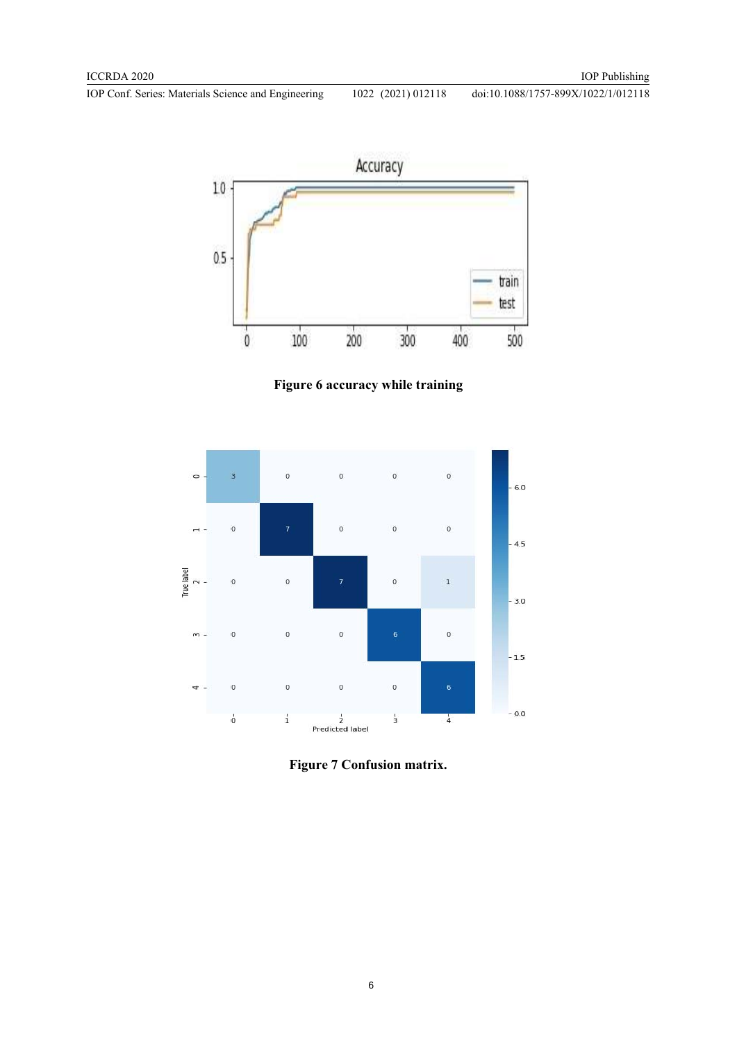**Figure 6 accuracy while training**

**Figure 7 Confusion matrix.**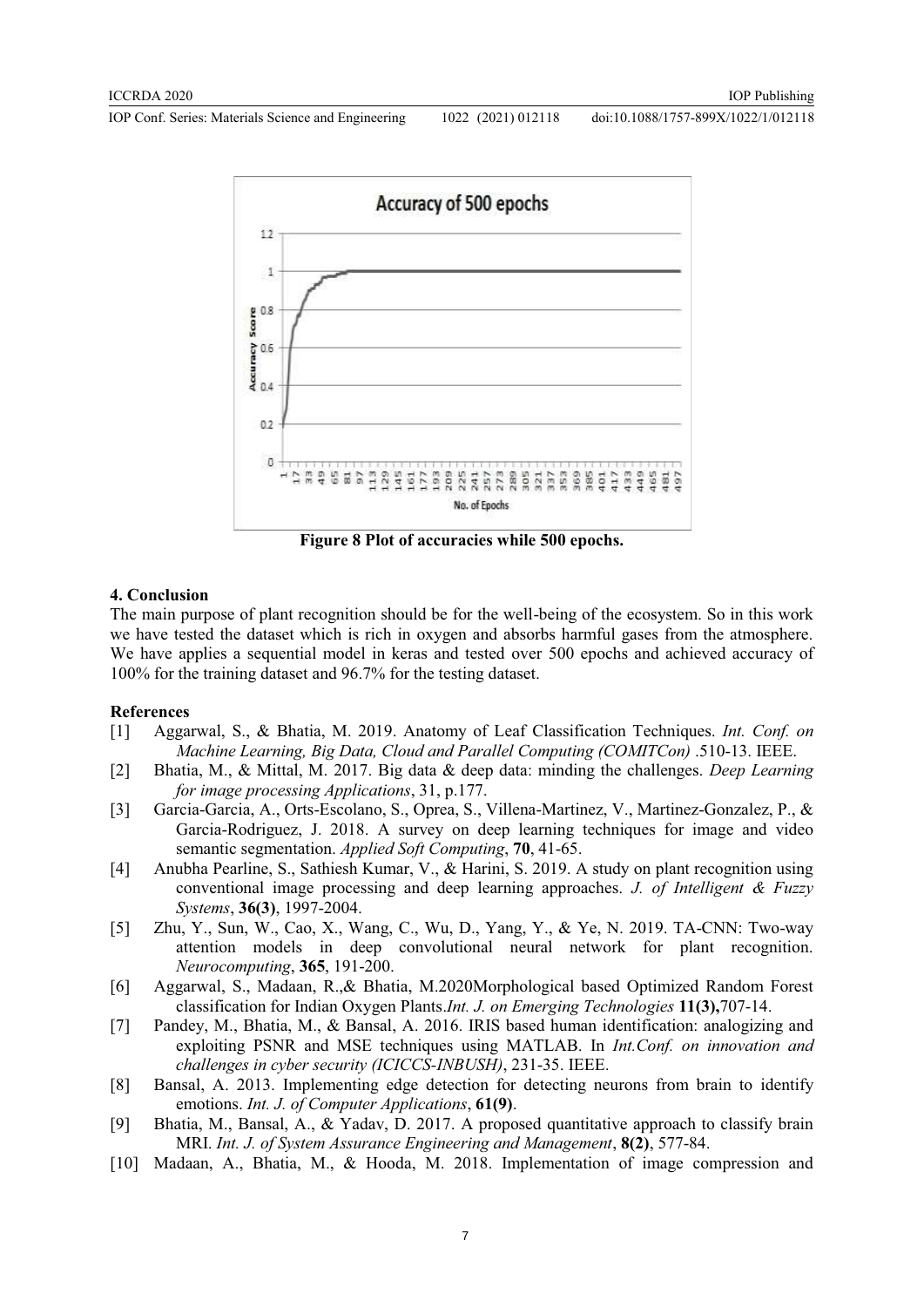Figure 8 Plot of accuracies while 500 epochs.

## 4. Conclusion

The main purpose of plant recognition should be for the well-being of the ecosystem. So in this work we have tested the dataset which is rich in oxygen and absorbs harmful gases from the atmosphere. We have applies a sequential model in keras and tested over 500 epochs and achieved accuracy of 100% for the training dataset and 96.7% for the testing dataset.

## References

[1] Aggarwal, S., & Bhatia, M. 2019. Anatomy of Leaf Classification Techniques. *Int. Conf. on Machine Learning, Big Data, Cloud and Parallel Computing (COMITCon)* .510-13. IEEE.

[2] Bhatia, M., & Mittal, M. 2017. Big data & deep data: minding the challenges. *Deep Learning for image processing Applications*, 31, p.177.

[3] Garcia-Garcia, A., Orts-Escolano, S., Oprea, S., Villena-Martinez, V., Martinez-Gonzalez, P., & Garcia-Rodriguez, J. 2018. A survey on deep learning techniques for image and video semantic segmentation. *Applied Soft Computing*, **70**, 41-65.

[4] Anubha Pearline, S., Sathiesh Kumar, V., & Harini, S. 2019. A study on plant recognition using conventional image processing and deep learning approaches. *J. of Intelligent & Fuzzy Systems*, **36(3)**, 1997-2004.

[5] Zhu, Y., Sun, W., Cao, X., Wang, C., Wu, D., Yang, Y., & Ye, N. 2019. TA-CNN: Two-way attention models in deep convolutional neural network for plant recognition. *Neurocomputing*, **365**, 191-200.

[6] Aggarwal, S., Madaan, R.,& Bhatia, M.2020Morphological based Optimized Random Forest classification for Indian Oxygen Plants.*Int. J. on Emerging Technologies* **11(3),**707-14.

[7] Pandey, M., Bhatia, M., & Bansal, A. 2016. IRIS based human identification: analogizing and exploiting PSNR and MSE techniques using MATLAB. In *Int.Conf. on innovation and challenges in cyber security (ICICCS-INBUSH)*, 231-35. IEEE.

[8] Bansal, A. 2013. Implementing edge detection for detecting neurons from brain to identify emotions. *Int. J. of Computer Applications*, **61(9)**.

[9] Bhatia, M., Bansal, A., & Yadav, D. 2017. A proposed quantitative approach to classify brain MRI. *Int. J. of System Assurance Engineering and Management*, **8(2)**, 577-84.

[10] Madaan, A., Bhatia, M., & Hooda, M. 2018. Implementation of image compression and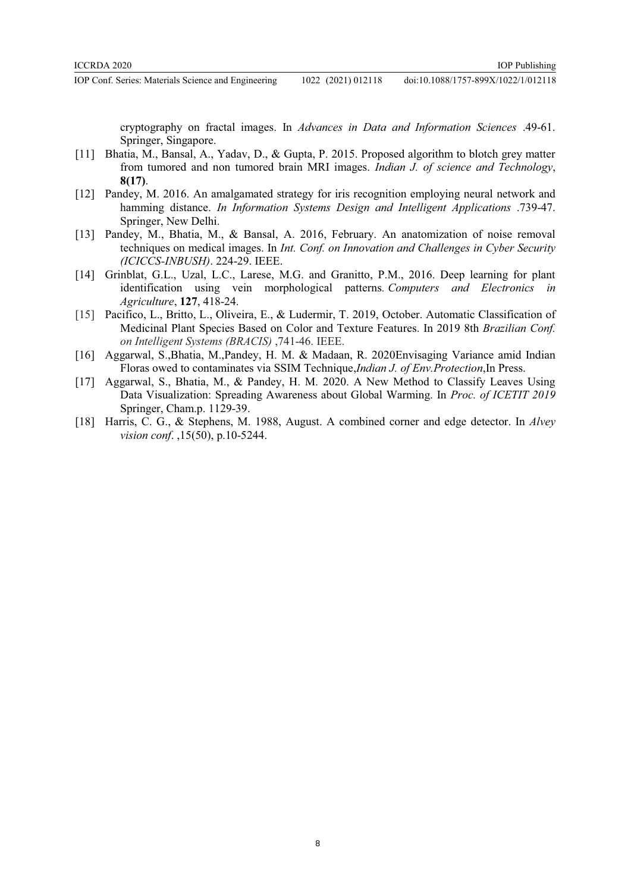cryptography on fractal images. In *Advances in Data and Information Sciences* .49-61. Springer, Singapore.

[11] Bhatia, M., Bansal, A., Yadav, D., & Gupta, P. 2015. Proposed algorithm to blotch grey matter from tumored and non tumored brain MRI images. *Indian J. of science and Technology*, **8(17)**.

[12] Pandey, M. 2016. An amalgamated strategy for iris recognition employing neural network and hamming distance. *In Information Systems Design and Intelligent Applications* .739-47. Springer, New Delhi.

[13] Pandey, M., Bhatia, M., & Bansal, A. 2016, February. An anatomization of noise removal techniques on medical images. In *Int. Conf. on Innovation and Challenges in Cyber Security (ICICCS-INBUSH)*. 224-29. IEEE.

[14] Grinblat, G.L., Uzal, L.C., Larese, M.G. and Granitto, P.M., 2016. Deep learning for plant identification using vein morphological patterns. *Computers and Electronics in Agriculture*, **127**, 418-24.

[15] Pacifico, L., Britto, L., Oliveira, E., & Ludermir, T. 2019, October. Automatic Classification of Medicinal Plant Species Based on Color and Texture Features. In 2019 8th *Brazilian Conf. on Intelligent Systems (BRACIS)* ,741-46. IEEE.

[16] Aggarwal, S.,Bhatia, M.,Pandey, H. M. & Madaan, R. 2020Envisaging Variance amid Indian Floras owed to contaminates via SSIM Technique,*Indian J. of Env.Protection*,In Press.

[17] Aggarwal, S., Bhatia, M., & Pandey, H. M. 2020. A New Method to Classify Leaves Using Data Visualization: Spreading Awareness about Global Warming. In *Proc. of ICETIT 2019* Springer, Cham.p. 1129-39.

[18] Harris, C. G., & Stephens, M. 1988, August. A combined corner and edge detector. In *Alvey vision conf*. ,15(50), p.10-5244.